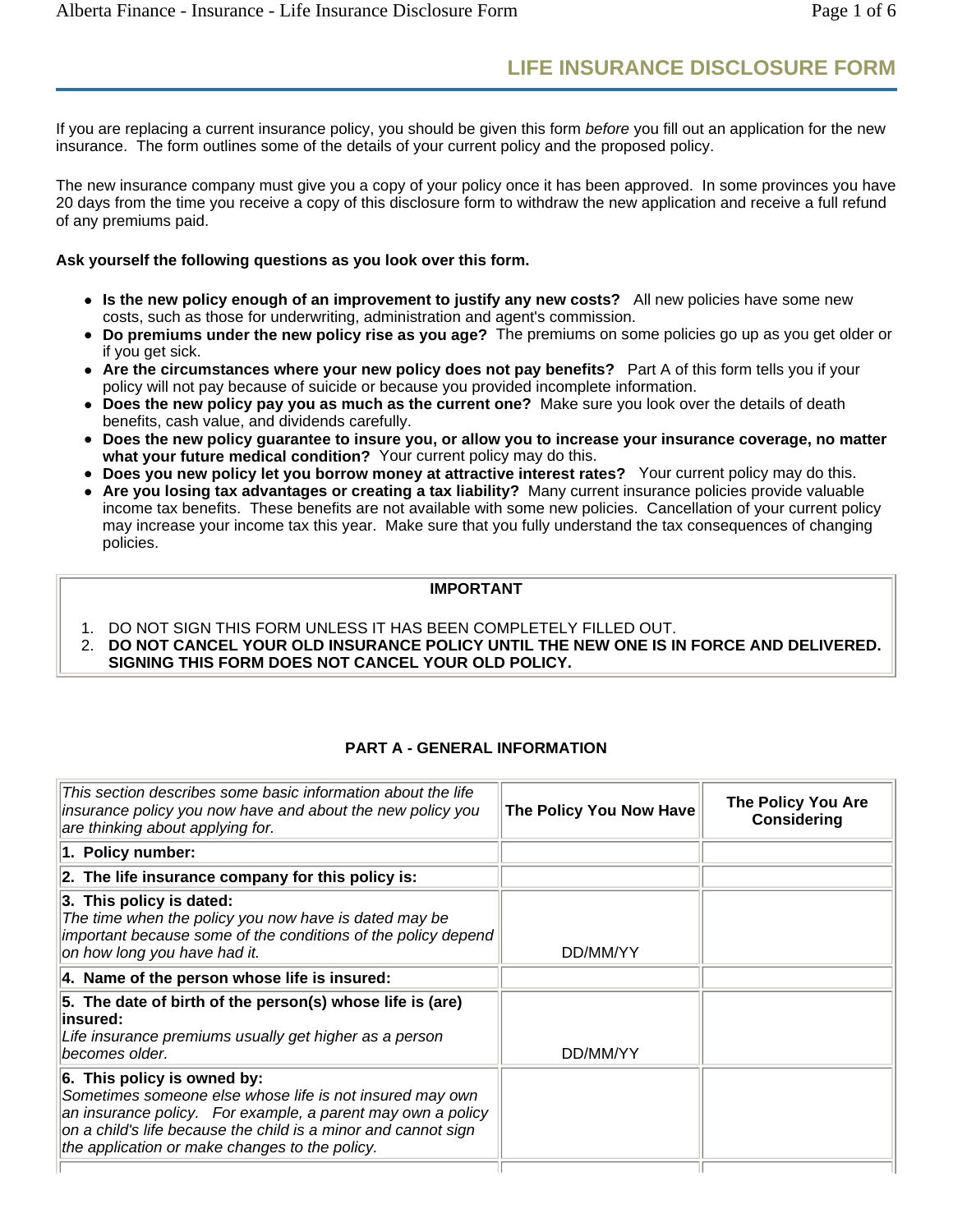# LIFE INSURANCE DISCLOSURE FORM

If you are replacing a current insurance policy, you should be given this form *before* you fill out an application for the new insurance. The form outlines some of the details of your current policy and the proposed policy.

The new insurance company must give you a copy of your policy once it has been approved. In some provinces you have 20 days from the time you receive a copy of this disclosure form to withdraw the new application and receive a full refund of any premiums paid.

**Ask yourself the following questions as you look over this form.**

- **Is the new policy enough of an improvement to justify any new costs?** All new policies have some new costs, such as those for underwriting, administration and agent's commission.
- **Do premiums under the new policy rise as you age?** The premiums on some policies go up as you get older or if you get sick.
- **Are the circumstances where your new policy does not pay benefits?** Part A of this form tells you if your policy will not pay because of suicide or because you provided incomplete information.
- **Does the new policy pay you as much as the current one?** Make sure you look over the details of death benefits, cash value, and dividends carefully.
- **Does the new policy guarantee to insure you, or allow you to increase your insurance coverage, no matter what your future medical condition?** Your current policy may do this.
- **Does you new policy let you borrow money at attractive interest rates?** Your current policy may do this.
- **Are you losing tax advantages or creating a tax liability?** Many current insurance policies provide valuable income tax benefits. These benefits are not available with some new policies. Cancellation of your current policy may increase your income tax this year. Make sure that you fully understand the tax consequences of changing policies.

**IMPORTANT**

1. DO NOT SIGN THIS FORM UNLESS IT HAS BEEN COMPLETELY FILLED OUT.
2. **DO NOT CANCEL YOUR OLD INSURANCE POLICY UNTIL THE NEW ONE IS IN FORCE AND DELIVERED. SIGNING THIS FORM DOES NOT CANCEL YOUR OLD POLICY.**

## PART A - GENERAL INFORMATION

| *This section describes some basic information about the life insurance policy you now have and about the new policy you are thinking about applying for.* | **The Policy You Now Have** | **The Policy You Are Considering** |
|---|---|---|
| **1. Policy number:** | | |
| **2. The life insurance company for this policy is:** | | |
| **3. This policy is dated:** *The time when the policy you now have is dated may be important because some of the conditions of the policy depend on how long you have had it.* | DD/MM/YY | |
| **4. Name of the person whose life is insured:** | | |
| **5. The date of birth of the person(s) whose life is (are) insured:** *Life insurance premiums usually get higher as a person becomes older.* | DD/MM/YY | |
| **6. This policy is owned by:** *Sometimes someone else whose life is not insured may own an insurance policy. For example, a parent may own a policy on a child's life because the child is a minor and cannot sign the application or make changes to the policy.* | | |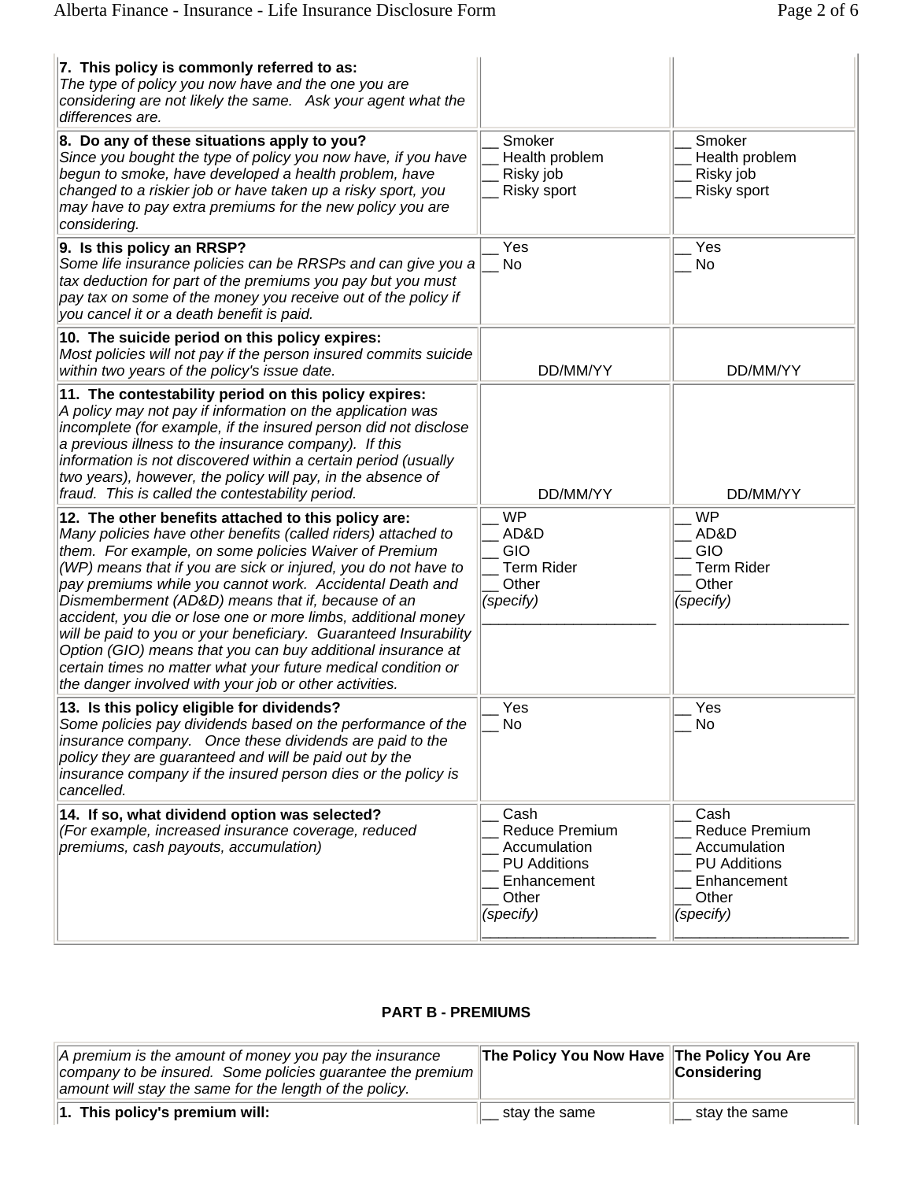| | | |
|---|---|---|
| **7. This policy is commonly referred to as:**<br>*The type of policy you now have and the one you are considering are not likely the same. Ask your agent what the differences are.* | | |
| **8. Do any of these situations apply to you?**<br>*Since you bought the type of policy you now have, if you have begun to smoke, have developed a health problem, have changed to a riskier job or have taken up a risky sport, you may have to pay extra premiums for the new policy you are considering.* | __ Smoker<br>__ Health problem<br>__ Risky job<br>__ Risky sport | __ Smoker<br>__ Health problem<br>__ Risky job<br>__ Risky sport |
| **9. Is this policy an RRSP?**<br>*Some life insurance policies can be RRSPs and can give you a tax deduction for part of the premiums you pay but you must pay tax on some of the money you receive out of the policy if you cancel it or a death benefit is paid.* | __ Yes<br>__ No | __ Yes<br>__ No |
| **10. The suicide period on this policy expires:**<br>*Most policies will not pay if the person insured commits suicide within two years of the policy's issue date.* | DD/MM/YY | DD/MM/YY |
| **11. The contestability period on this policy expires:**<br>*A policy may not pay if information on the application was incomplete (for example, if the insured person did not disclose a previous illness to the insurance company). If this information is not discovered within a certain period (usually two years), however, the policy will pay, in the absence of fraud. This is called the contestability period.* | DD/MM/YY | DD/MM/YY |
| **12. The other benefits attached to this policy are:**<br>*Many policies have other benefits (called riders) attached to them. For example, on some policies Waiver of Premium (WP) means that if you are sick or injured, you do not have to pay premiums while you cannot work. Accidental Death and Dismemberment (AD&D) means that if, because of an accident, you die or lose one or more limbs, additional money will be paid to you or your beneficiary. Guaranteed Insurability Option (GIO) means that you can buy additional insurance at certain times no matter what your future medical condition or the danger involved with your job or other activities.* | __ WP<br>__ AD&D<br>__ GIO<br>__ Term Rider<br>__ Other<br>*(specify)*<br>____________________ | __ WP<br>__ AD&D<br>__ GIO<br>__ Term Rider<br>__ Other<br>*(specify)*<br>____________________ |
| **13. Is this policy eligible for dividends?**<br>*Some policies pay dividends based on the performance of the insurance company. Once these dividends are paid to the policy they are guaranteed and will be paid out by the insurance company if the insured person dies or the policy is cancelled.* | __ Yes<br>__ No | __ Yes<br>__ No |
| **14. If so, what dividend option was selected?**<br>*(For example, increased insurance coverage, reduced premiums, cash payouts, accumulation)* | __ Cash<br>__ Reduce Premium<br>__ Accumulation<br>__ PU Additions<br>__ Enhancement<br>__ Other<br>*(specify)*<br>____________________ | __ Cash<br>__ Reduce Premium<br>__ Accumulation<br>__ PU Additions<br>__ Enhancement<br>__ Other<br>*(specify)*<br>____________________ |

## PART B - PREMIUMS

| *A premium is the amount of money you pay the insurance company to be insured. Some policies guarantee the premium amount will stay the same for the length of the policy.* | **The Policy You Now Have** | **The Policy You Are Considering** |
|---|---|---|
| **1. This policy's premium will:** | __ stay the same | __ stay the same |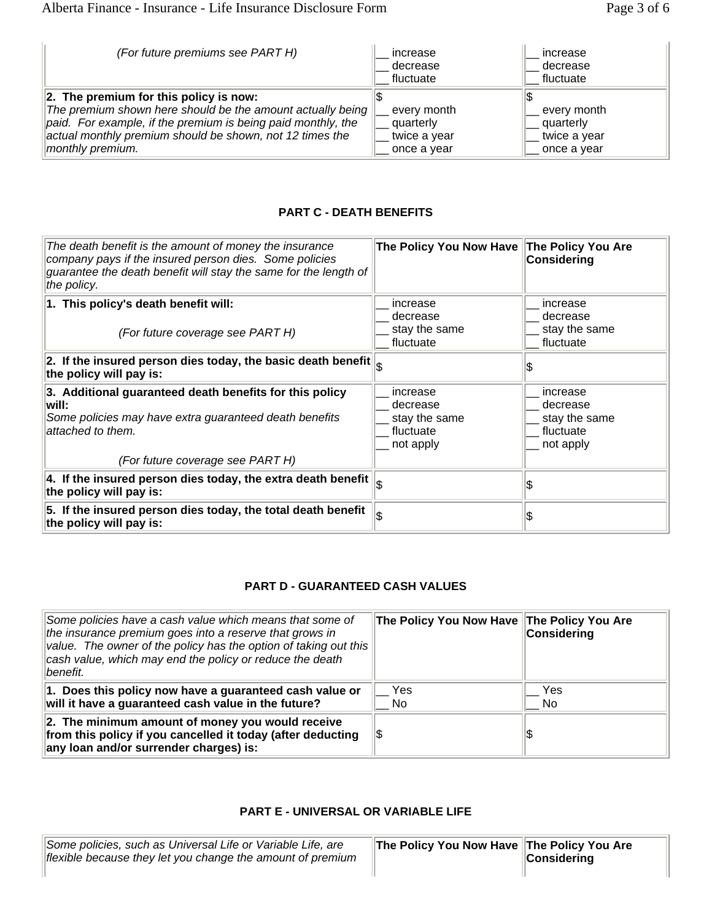| | | |
|---|---|---|
| *(For future premiums see PART H)* | __ increase<br>__ decrease<br>__ fluctuate | __ increase<br>__ decrease<br>__ fluctuate |
| **2. The premium for this policy is now:**<br>*The premium shown here should be the amount actually being paid. For example, if the premium is being paid monthly, the actual monthly premium should be shown, not 12 times the monthly premium.* | $<br>__ every month<br>__ quarterly<br>__ twice a year<br>__ once a year | $<br>__ every month<br>__ quarterly<br>__ twice a year<br>__ once a year |

### PART C - DEATH BENEFITS

| *The death benefit is the amount of money the insurance company pays if the insured person dies. Some policies guarantee the death benefit will stay the same for the length of the policy.* | **The Policy You Now Have** | **The Policy You Are Considering** |
|---|---|---|
| **1. This policy's death benefit will:**<br><br>*(For future coverage see PART H)* | __ increase<br>__ decrease<br>__ stay the same<br>__ fluctuate | __ increase<br>__ decrease<br>__ stay the same<br>__ fluctuate |
| **2. If the insured person dies today, the basic death benefit the policy will pay is:** | $ | $ |
| **3. Additional guaranteed death benefits for this policy will:**<br>*Some policies may have extra guaranteed death benefits attached to them.*<br><br>*(For future coverage see PART H)* | __ increase<br>__ decrease<br>__ stay the same<br>__ fluctuate<br>__ not apply | __ increase<br>__ decrease<br>__ stay the same<br>__ fluctuate<br>__ not apply |
| **4. If the insured person dies today, the extra death benefit the policy will pay is:** | $ | $ |
| **5. If the insured person dies today, the total death benefit the policy will pay is:** | $ | $ |

### PART D - GUARANTEED CASH VALUES

| *Some policies have a cash value which means that some of the insurance premium goes into a reserve that grows in value. The owner of the policy has the option of taking out this cash value, which may end the policy or reduce the death benefit.* | **The Policy You Now Have** | **The Policy You Are Considering** |
|---|---|---|
| **1. Does this policy now have a guaranteed cash value or will it have a guaranteed cash value in the future?** | __ Yes<br>__ No | __ Yes<br>__ No |
| **2. The minimum amount of money you would receive from this policy if you cancelled it today (after deducting any loan and/or surrender charges) is:** | $ | $ |

### PART E - UNIVERSAL OR VARIABLE LIFE

| *Some policies, such as Universal Life or Variable Life, are flexible because they let you change the amount of premium* | **The Policy You Now Have** | **The Policy You Are Considering** |
|---|---|---|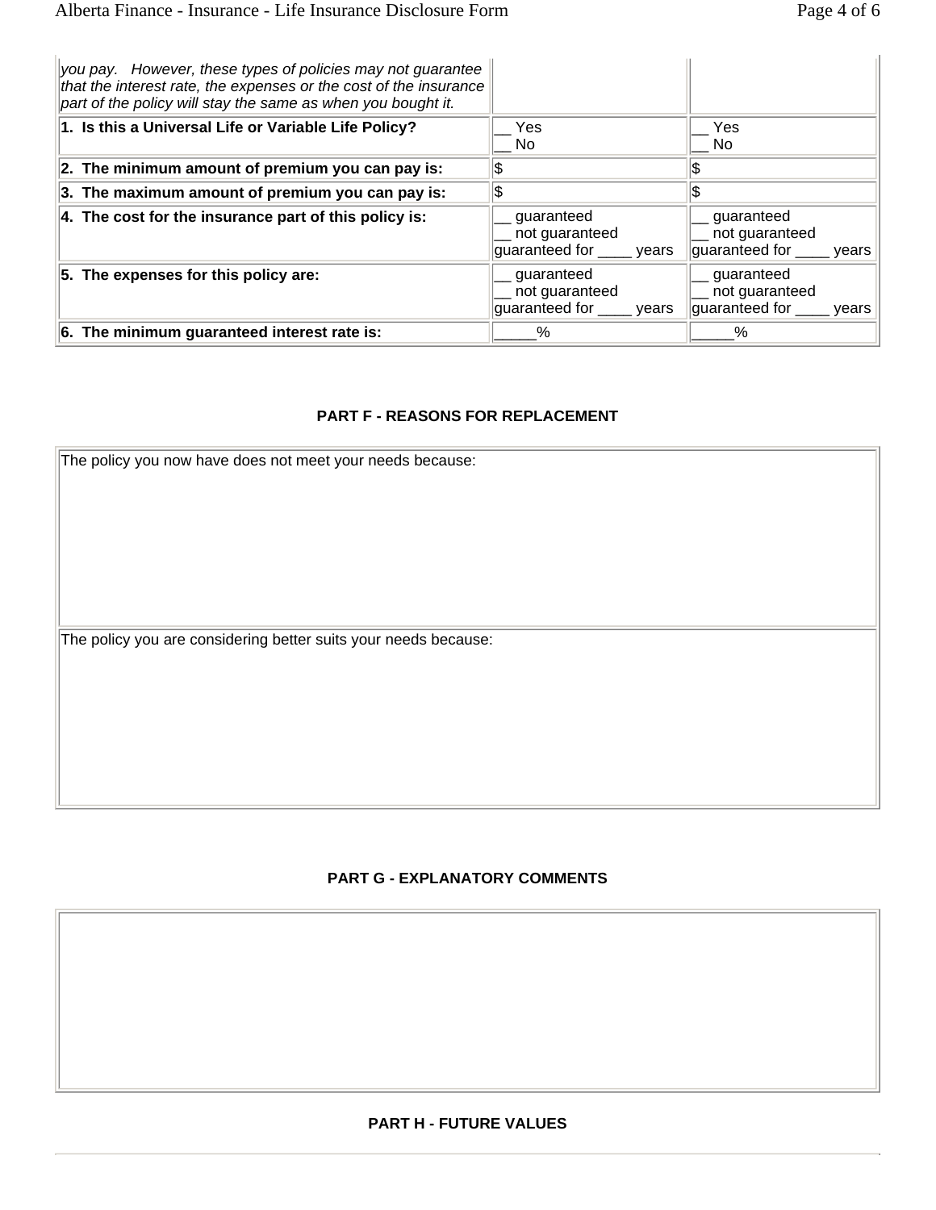| *you pay. However, these types of policies may not guarantee that the interest rate, the expenses or the cost of the insurance part of the policy will stay the same as when you bought it.* | | |
|---|---|---|
| **1. Is this a Universal Life or Variable Life Policy?** | __ Yes<br>__ No | __ Yes<br>__ No |
| **2. The minimum amount of premium you can pay is:** | $ | $ |
| **3. The maximum amount of premium you can pay is:** | $ | $ |
| **4. The cost for the insurance part of this policy is:** | __ guaranteed<br>__ not guaranteed<br>guaranteed for ____ years | __ guaranteed<br>__ not guaranteed<br>guaranteed for ____ years |
| **5. The expenses for this policy are:** | __ guaranteed<br>__ not guaranteed<br>guaranteed for ____ years | __ guaranteed<br>__ not guaranteed<br>guaranteed for ____ years |
| **6. The minimum guaranteed interest rate is:** | _____% | _____% |

## PART F - REASONS FOR REPLACEMENT

| The policy you now have does not meet your needs because: |
|---|
| The policy you are considering better suits your needs because: |

## PART G - EXPLANATORY COMMENTS

## PART H - FUTURE VALUES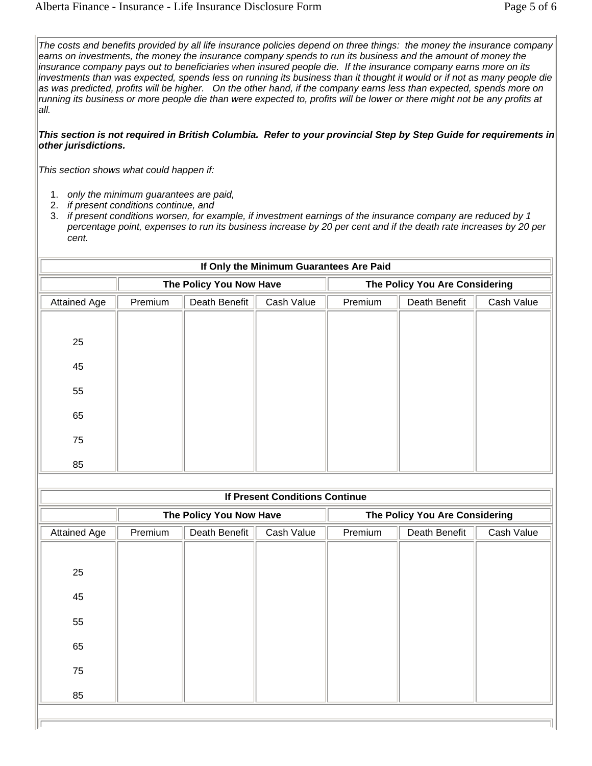*The costs and benefits provided by all life insurance policies depend on three things: the money the insurance company earns on investments, the money the insurance company spends to run its business and the amount of money the insurance company pays out to beneficiaries when insured people die. If the insurance company earns more on its investments than was expected, spends less on running its business than it thought it would or if not as many people die as was predicted, profits will be higher. On the other hand, if the company earns less than expected, spends more on running its business or more people die than were expected to, profits will be lower or there might not be any profits at all.*

***This section is not required in British Columbia. Refer to your provincial Step by Step Guide for requirements in other jurisdictions.***

*This section shows what could happen if:*

1. *only the minimum guarantees are paid,*
2. *if present conditions continue, and*
3. *if present conditions worsen, for example, if investment earnings of the insurance company are reduced by 1 percentage point, expenses to run its business increase by 20 per cent and if the death rate increases by 20 per cent.*

| If Only the Minimum Guarantees Are Paid | | | | | | |
|---|---|---|---|---|---|---|
| | The Policy You Now Have | | | The Policy You Are Considering | | |
| Attained Age | Premium | Death Benefit | Cash Value | Premium | Death Benefit | Cash Value |
| 25 | | | | | | |
| 45 | | | | | | |
| 55 | | | | | | |
| 65 | | | | | | |
| 75 | | | | | | |
| 85 | | | | | | |

| If Present Conditions Continue | | | | | | |
|---|---|---|---|---|---|---|
| | The Policy You Now Have | | | The Policy You Are Considering | | |
| Attained Age | Premium | Death Benefit | Cash Value | Premium | Death Benefit | Cash Value |
| 25 | | | | | | |
| 45 | | | | | | |
| 55 | | | | | | |
| 65 | | | | | | |
| 75 | | | | | | |
| 85 | | | | | | |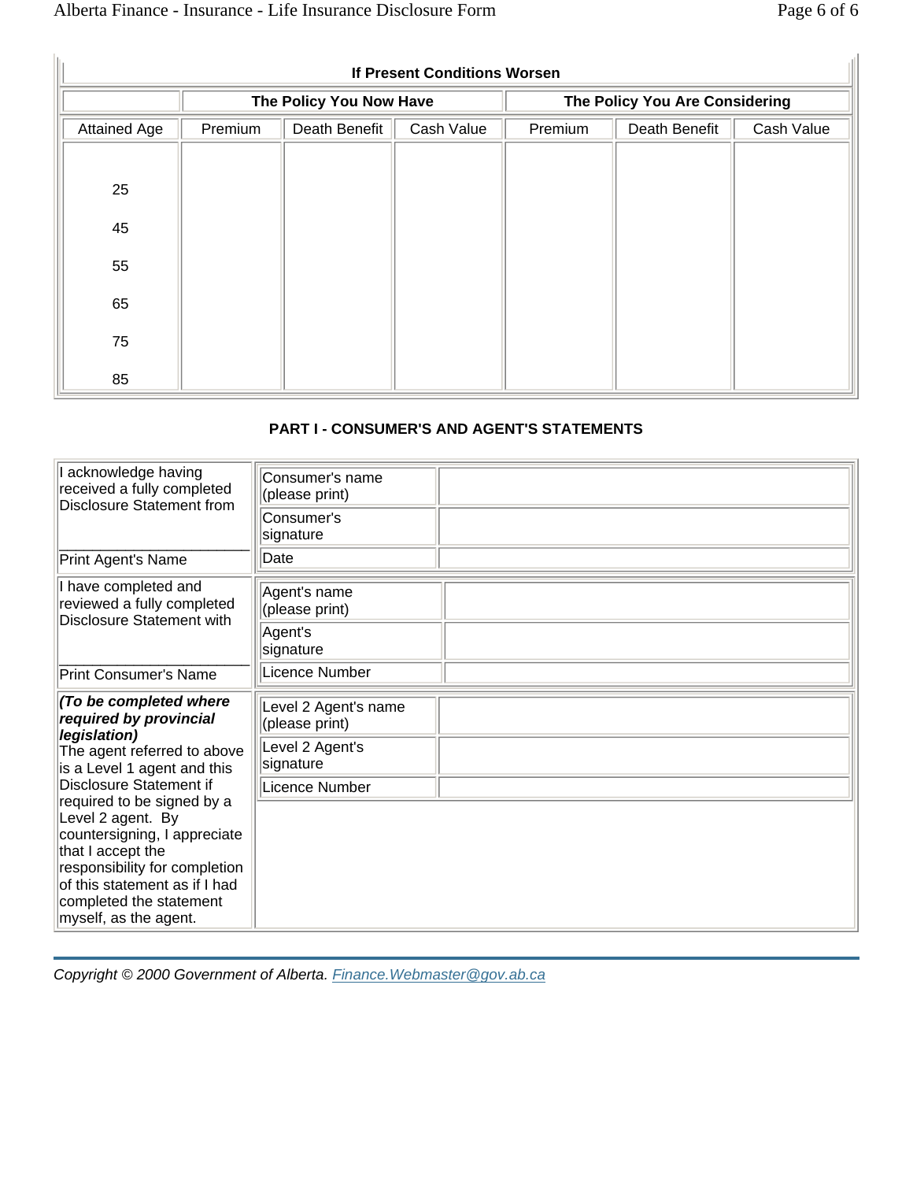| If Present Conditions Worsen | | | | | | |
|---|---|---|---|---|---|---|
| | The Policy You Now Have | | | The Policy You Are Considering | | |
| Attained Age | Premium | Death Benefit | Cash Value | Premium | Death Benefit | Cash Value |
| 25 | | | | | | |
| 45 | | | | | | |
| 55 | | | | | | |
| 65 | | | | | | |
| 75 | | | | | | |
| 85 | | | | | | |

### PART I - CONSUMER'S AND AGENT'S STATEMENTS

| | | |
|---|---|---|
| I acknowledge having received a fully completed Disclosure Statement from ______________________ Print Agent's Name | Consumer's name (please print) | |
| | Consumer's signature | |
| | Date | |
| I have completed and reviewed a fully completed Disclosure Statement with ______________________ Print Consumer's Name | Agent's name (please print) | |
| | Agent's signature | |
| | Licence Number | |
| ***(To be completed where required by provincial legislation)*** The agent referred to above is a Level 1 agent and this Disclosure Statement if required to be signed by a Level 2 agent. By countersigning, I appreciate that I accept the responsibility for completion of this statement as if I had completed the statement myself, as the agent. | Level 2 Agent's name (please print) | |
| | Level 2 Agent's signature | |
| | Licence Number | |

*Copyright © 2000 Government of Alberta. Finance.Webmaster@gov.ab.ca*